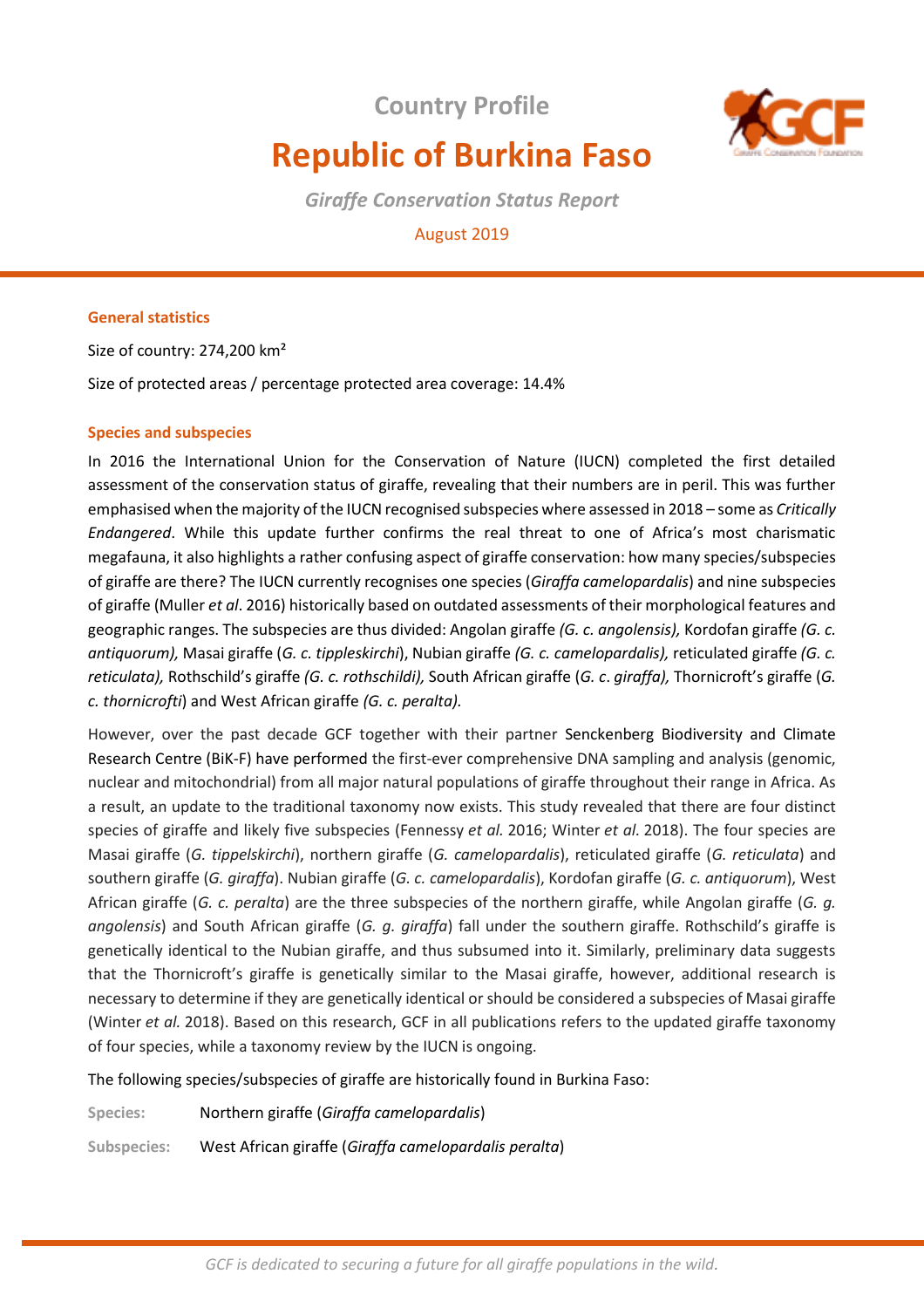# Country Profile

# Republic of Burkina Faso

*Giraffe Conservation Status Report*

August 2019

## General statistics

Size of country: 274,200 km²

Size of protected areas / percentage protected area coverage: 14.4%

## Species and subspecies

In 2016 the International Union for the Conservation of Nature (IUCN) completed the first detailed assessment of the conservation status of giraffe, revealing that their numbers are in peril. This was further emphasised when the majority of the IUCN recognised subspecies where assessed in 2018 – some as *Critically Endangered*. While this update further confirms the real threat to one of Africa's most charismatic megafauna, it also highlights a rather confusing aspect of giraffe conservation: how many species/subspecies of giraffe are there? The IUCN currently recognises one species (*Giraffa camelopardalis*) and nine subspecies of giraffe (Muller *et al*. 2016) historically based on outdated assessments of their morphological features and geographic ranges. The subspecies are thus divided: Angolan giraffe *(G. c. angolensis),* Kordofan giraffe *(G. c. antiquorum),* Masai giraffe (*G. c. tippleskirchi*), Nubian giraffe *(G. c. camelopardalis),* reticulated giraffe *(G. c. reticulata),* Rothschild's giraffe *(G. c. rothschildi),* South African giraffe (*G. c*. *giraffa),* Thornicroft's giraffe (*G. c. thornicrofti*) and West African giraffe *(G. c. peralta).*

However, over the past decade GCF together with their partner Senckenberg Biodiversity and Climate Research Centre (BiK-F) have performed the first-ever comprehensive DNA sampling and analysis (genomic, nuclear and mitochondrial) from all major natural populations of giraffe throughout their range in Africa. As a result, an update to the traditional taxonomy now exists. This study revealed that there are four distinct species of giraffe and likely five subspecies (Fennessy *et al.* 2016; Winter *et al.* 2018). The four species are Masai giraffe (*G. tippelskirchi*), northern giraffe (*G. camelopardalis*), reticulated giraffe (*G. reticulata*) and southern giraffe (*G. giraffa*). Nubian giraffe (*G. c. camelopardalis*), Kordofan giraffe (*G. c. antiquorum*), West African giraffe (*G. c. peralta*) are the three subspecies of the northern giraffe, while Angolan giraffe (*G. g. angolensis*) and South African giraffe (*G. g. giraffa*) fall under the southern giraffe. Rothschild's giraffe is genetically identical to the Nubian giraffe, and thus subsumed into it. Similarly, preliminary data suggests that the Thornicroft's giraffe is genetically similar to the Masai giraffe, however, additional research is necessary to determine if they are genetically identical or should be considered a subspecies of Masai giraffe (Winter *et al.* 2018). Based on this research, GCF in all publications refers to the updated giraffe taxonomy of four species, while a taxonomy review by the IUCN is ongoing.

The following species/subspecies of giraffe are historically found in Burkina Faso:

**Species:** Northern giraffe (*Giraffa camelopardalis*)

**Subspecies:** West African giraffe (*Giraffa camelopardalis peralta*)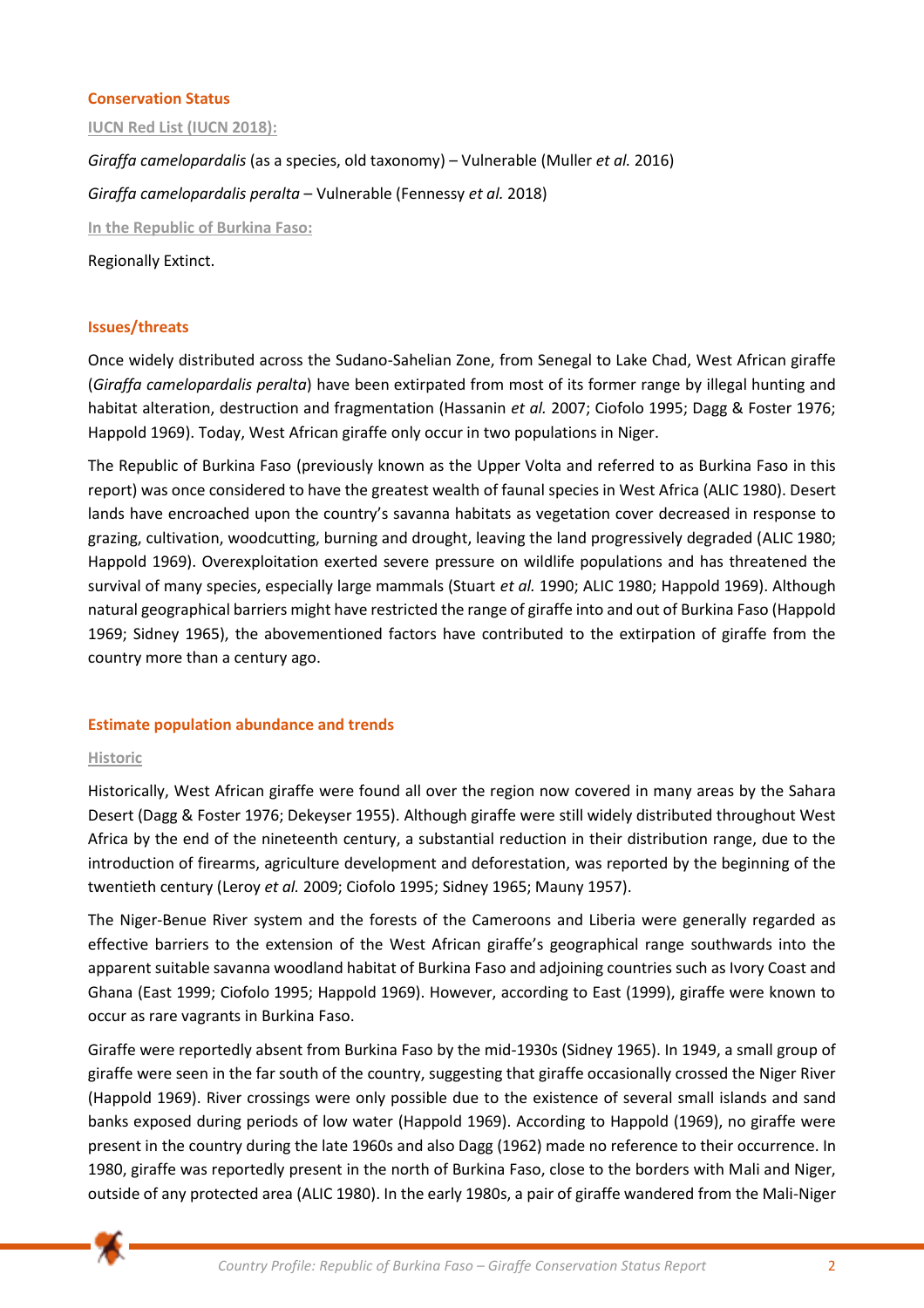## Conservation Status

### IUCN Red List (IUCN 2018):

*Giraffa camelopardalis* (as a species, old taxonomy) – Vulnerable (Muller *et al.* 2016)

*Giraffa camelopardalis peralta* – Vulnerable (Fennessy *et al.* 2018)

### In the Republic of Burkina Faso:

Regionally Extinct.

## Issues/threats

Once widely distributed across the Sudano-Sahelian Zone, from Senegal to Lake Chad, West African giraffe (*Giraffa camelopardalis peralta*) have been extirpated from most of its former range by illegal hunting and habitat alteration, destruction and fragmentation (Hassanin *et al.* 2007; Ciofolo 1995; Dagg & Foster 1976; Happold 1969). Today, West African giraffe only occur in two populations in Niger.

The Republic of Burkina Faso (previously known as the Upper Volta and referred to as Burkina Faso in this report) was once considered to have the greatest wealth of faunal species in West Africa (ALIC 1980). Desert lands have encroached upon the country's savanna habitats as vegetation cover decreased in response to grazing, cultivation, woodcutting, burning and drought, leaving the land progressively degraded (ALIC 1980; Happold 1969). Overexploitation exerted severe pressure on wildlife populations and has threatened the survival of many species, especially large mammals (Stuart *et al.* 1990; ALIC 1980; Happold 1969). Although natural geographical barriers might have restricted the range of giraffe into and out of Burkina Faso (Happold 1969; Sidney 1965), the abovementioned factors have contributed to the extirpation of giraffe from the country more than a century ago.

## Estimate population abundance and trends

### Historic

Historically, West African giraffe were found all over the region now covered in many areas by the Sahara Desert (Dagg & Foster 1976; Dekeyser 1955). Although giraffe were still widely distributed throughout West Africa by the end of the nineteenth century, a substantial reduction in their distribution range, due to the introduction of firearms, agriculture development and deforestation, was reported by the beginning of the twentieth century (Leroy *et al.* 2009; Ciofolo 1995; Sidney 1965; Mauny 1957).

The Niger-Benue River system and the forests of the Cameroons and Liberia were generally regarded as effective barriers to the extension of the West African giraffe's geographical range southwards into the apparent suitable savanna woodland habitat of Burkina Faso and adjoining countries such as Ivory Coast and Ghana (East 1999; Ciofolo 1995; Happold 1969). However, according to East (1999), giraffe were known to occur as rare vagrants in Burkina Faso.

Giraffe were reportedly absent from Burkina Faso by the mid-1930s (Sidney 1965). In 1949, a small group of giraffe were seen in the far south of the country, suggesting that giraffe occasionally crossed the Niger River (Happold 1969). River crossings were only possible due to the existence of several small islands and sand banks exposed during periods of low water (Happold 1969). According to Happold (1969), no giraffe were present in the country during the late 1960s and also Dagg (1962) made no reference to their occurrence. In 1980, giraffe was reportedly present in the north of Burkina Faso, close to the borders with Mali and Niger, outside of any protected area (ALIC 1980). In the early 1980s, a pair of giraffe wandered from the Mali-Niger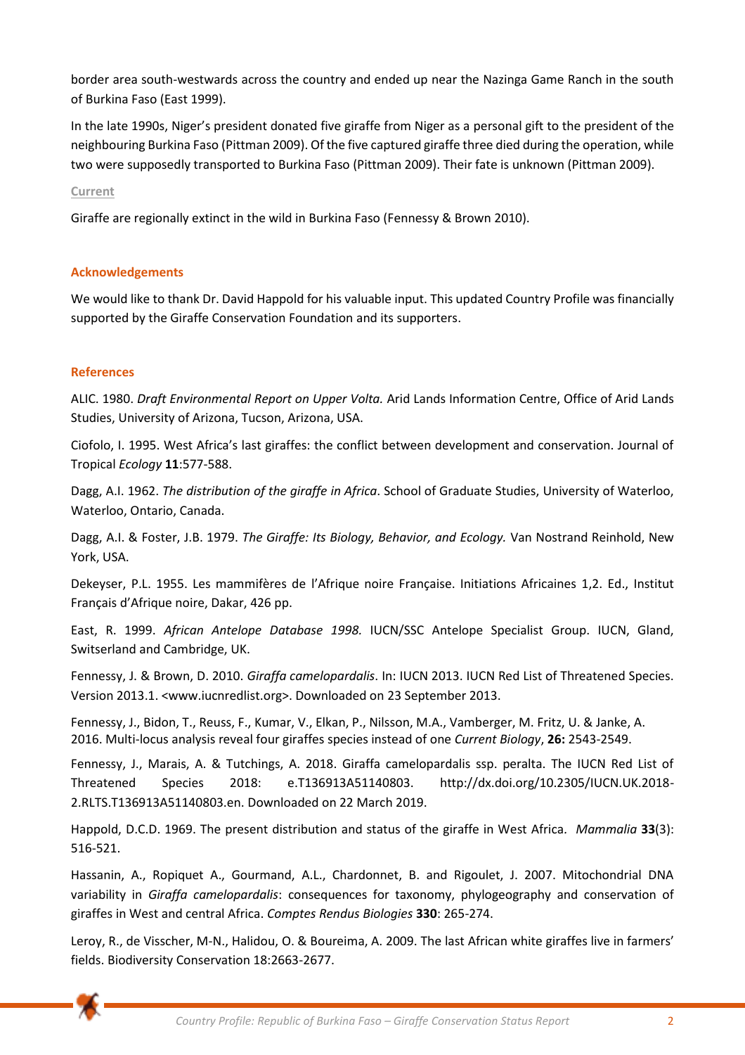border area south-westwards across the country and ended up near the Nazinga Game Ranch in the south of Burkina Faso (East 1999).

In the late 1990s, Niger's president donated five giraffe from Niger as a personal gift to the president of the neighbouring Burkina Faso (Pittman 2009). Of the five captured giraffe three died during the operation, while two were supposedly transported to Burkina Faso (Pittman 2009). Their fate is unknown (Pittman 2009).

### Current

Giraffe are regionally extinct in the wild in Burkina Faso (Fennessy & Brown 2010).

## Acknowledgements

We would like to thank Dr. David Happold for his valuable input. This updated Country Profile was financially supported by the Giraffe Conservation Foundation and its supporters.

## References

ALIC. 1980. *Draft Environmental Report on Upper Volta.* Arid Lands Information Centre, Office of Arid Lands Studies, University of Arizona, Tucson, Arizona, USA.

Ciofolo, I. 1995. West Africa's last giraffes: the conflict between development and conservation. Journal of Tropical *Ecology* **11**:577-588.

Dagg, A.I. 1962. *The distribution of the giraffe in Africa*. School of Graduate Studies, University of Waterloo, Waterloo, Ontario, Canada.

Dagg, A.I. & Foster, J.B. 1979. *The Giraffe: Its Biology, Behavior, and Ecology.* Van Nostrand Reinhold, New York, USA.

Dekeyser, P.L. 1955. Les mammifères de l'Afrique noire Française. Initiations Africaines 1,2. Ed., Institut Français d'Afrique noire, Dakar, 426 pp.

East, R. 1999. *African Antelope Database 1998.* IUCN/SSC Antelope Specialist Group. IUCN, Gland, Switserland and Cambridge, UK.

Fennessy, J. & Brown, D. 2010. *Giraffa camelopardalis*. In: IUCN 2013. IUCN Red List of Threatened Species. Version 2013.1. <www.iucnredlist.org>. Downloaded on 23 September 2013.

Fennessy, J., Bidon, T., Reuss, F., Kumar, V., Elkan, P., Nilsson, M.A., Vamberger, M. Fritz, U. & Janke, A. 2016. Multi-locus analysis reveal four giraffes species instead of one *Current Biology*, **26:** 2543-2549.

Fennessy, J., Marais, A. & Tutchings, A. 2018. Giraffa camelopardalis ssp. peralta. The IUCN Red List of Threatened Species 2018: e.T136913A51140803. http://dx.doi.org/10.2305/IUCN.UK.2018-2.RLTS.T136913A51140803.en. Downloaded on 22 March 2019.

Happold, D.C.D. 1969. The present distribution and status of the giraffe in West Africa. *Mammalia* **33**(3): 516-521.

Hassanin, A., Ropiquet A., Gourmand, A.L., Chardonnet, B. and Rigoulet, J. 2007. Mitochondrial DNA variability in *Giraffa camelopardalis*: consequences for taxonomy, phylogeography and conservation of giraffes in West and central Africa. *Comptes Rendus Biologies* **330**: 265-274.

Leroy, R., de Visscher, M-N., Halidou, O. & Boureima, A. 2009. The last African white giraffes live in farmers' fields. Biodiversity Conservation 18:2663-2677.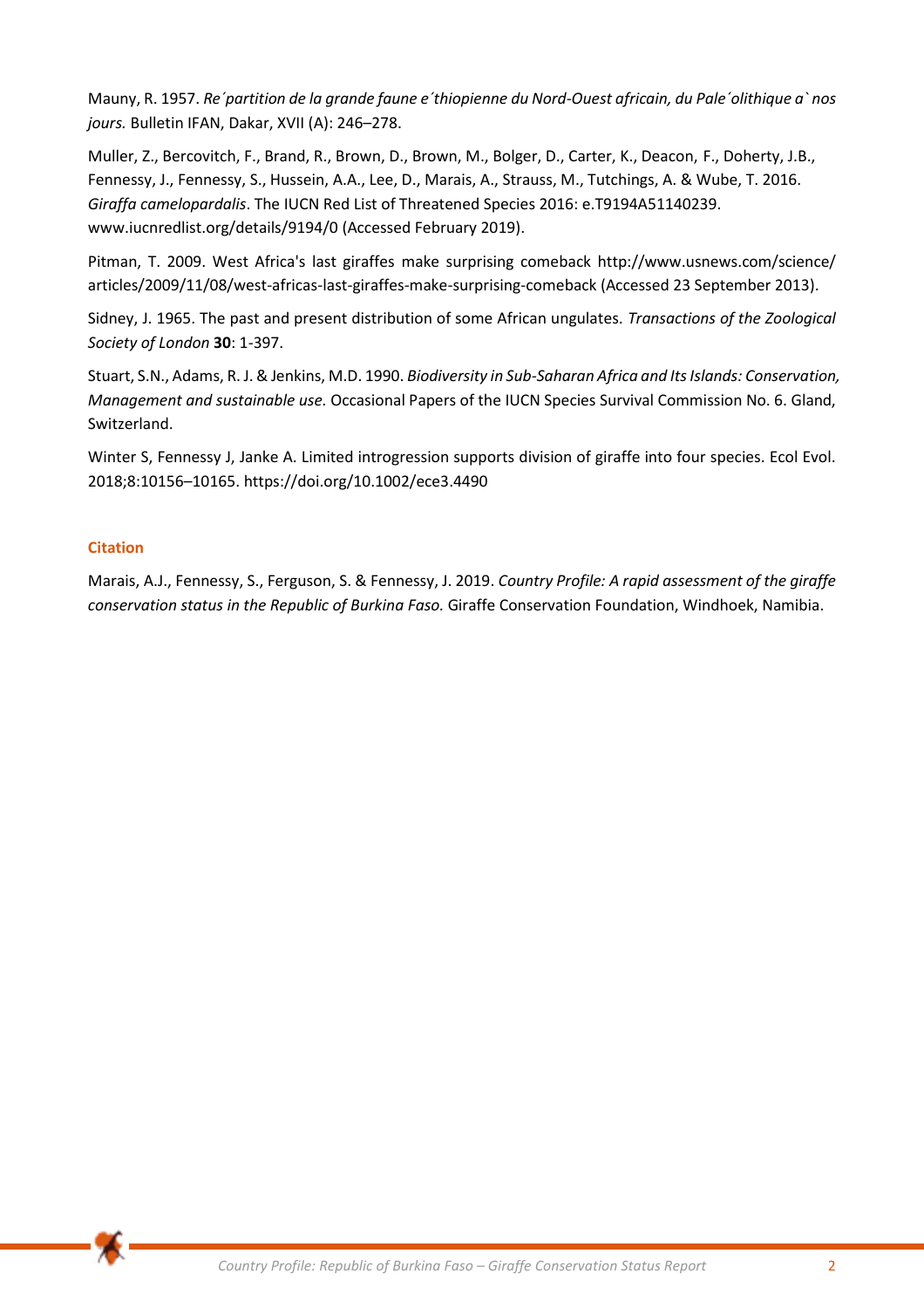Mauny, R. 1957. *Re´partition de la grande faune e´thiopienne du Nord-Ouest africain, du Pale´olithique a` nos jours.* Bulletin IFAN, Dakar, XVII (A): 246–278.

Muller, Z., Bercovitch, F., Brand, R., Brown, D., Brown, M., Bolger, D., Carter, K., Deacon, F., Doherty, J.B., Fennessy, J., Fennessy, S., Hussein, A.A., Lee, D., Marais, A., Strauss, M., Tutchings, A. & Wube, T. 2016. *Giraffa camelopardalis*. The IUCN Red List of Threatened Species 2016: e.T9194A51140239. www.iucnredlist.org/details/9194/0 (Accessed February 2019).

Pitman, T. 2009. West Africa's last giraffes make surprising comeback http://www.usnews.com/science/articles/2009/11/08/west-africas-last-giraffes-make-surprising-comeback (Accessed 23 September 2013).

Sidney, J. 1965. The past and present distribution of some African ungulates. *Transactions of the Zoological Society of London* **30**: 1-397.

Stuart, S.N., Adams, R. J. & Jenkins, M.D. 1990. *Biodiversity in Sub-Saharan Africa and Its Islands: Conservation, Management and sustainable use.* Occasional Papers of the IUCN Species Survival Commission No. 6. Gland, Switzerland.

Winter S, Fennessy J, Janke A. Limited introgression supports division of giraffe into four species. Ecol Evol. 2018;8:10156–10165. https://doi.org/10.1002/ece3.4490

#### Citation

Marais, A.J., Fennessy, S., Ferguson, S. & Fennessy, J. 2019. *Country Profile: A rapid assessment of the giraffe conservation status in the Republic of Burkina Faso.* Giraffe Conservation Foundation, Windhoek, Namibia.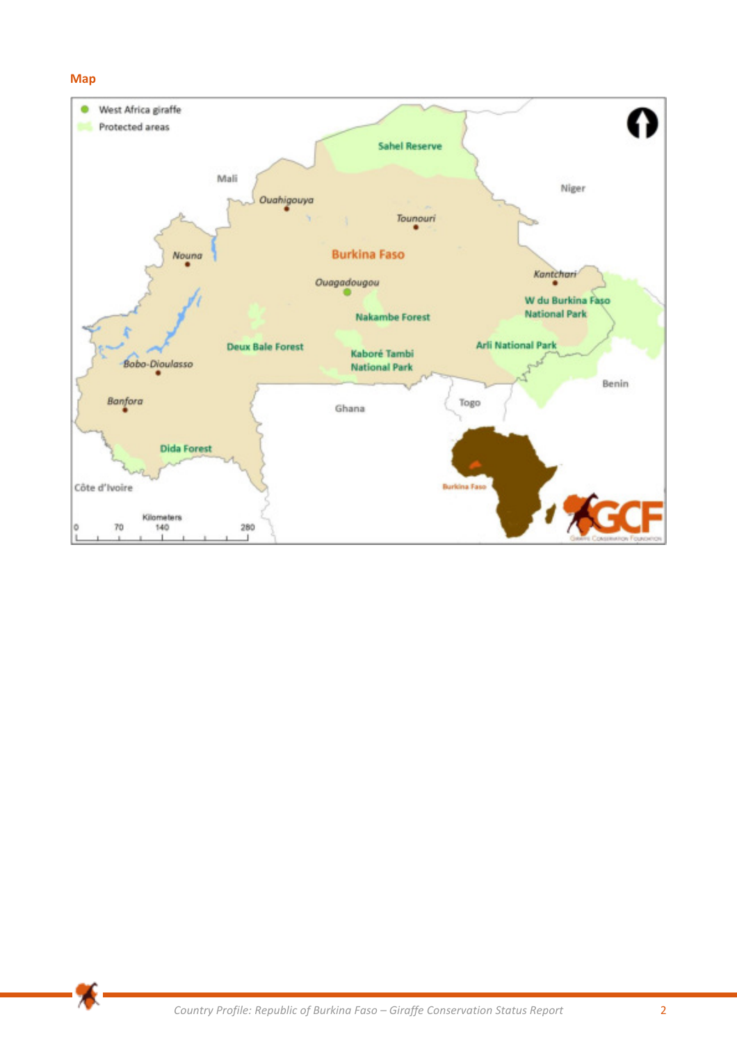## Map

West Africa giraffe
Protected areas

Sahel Reserve
Mali
Niger
Ouahigouya
Tounouri
Nouna
Burkina Faso
Ouagadougou
Kantchari
W du Burkina Faso National Park
Nakambe Forest
Deux Bale Forest
Kaboré Tambi National Park
Arli National Park
Bobo-Dioulasso
Benin
Banfora
Ghana
Togo
Dida Forest
Côte d'Ivoire
Burkina Faso
GCF
Giraffe Conservation Foundation

Kilometers
0 70 140 280